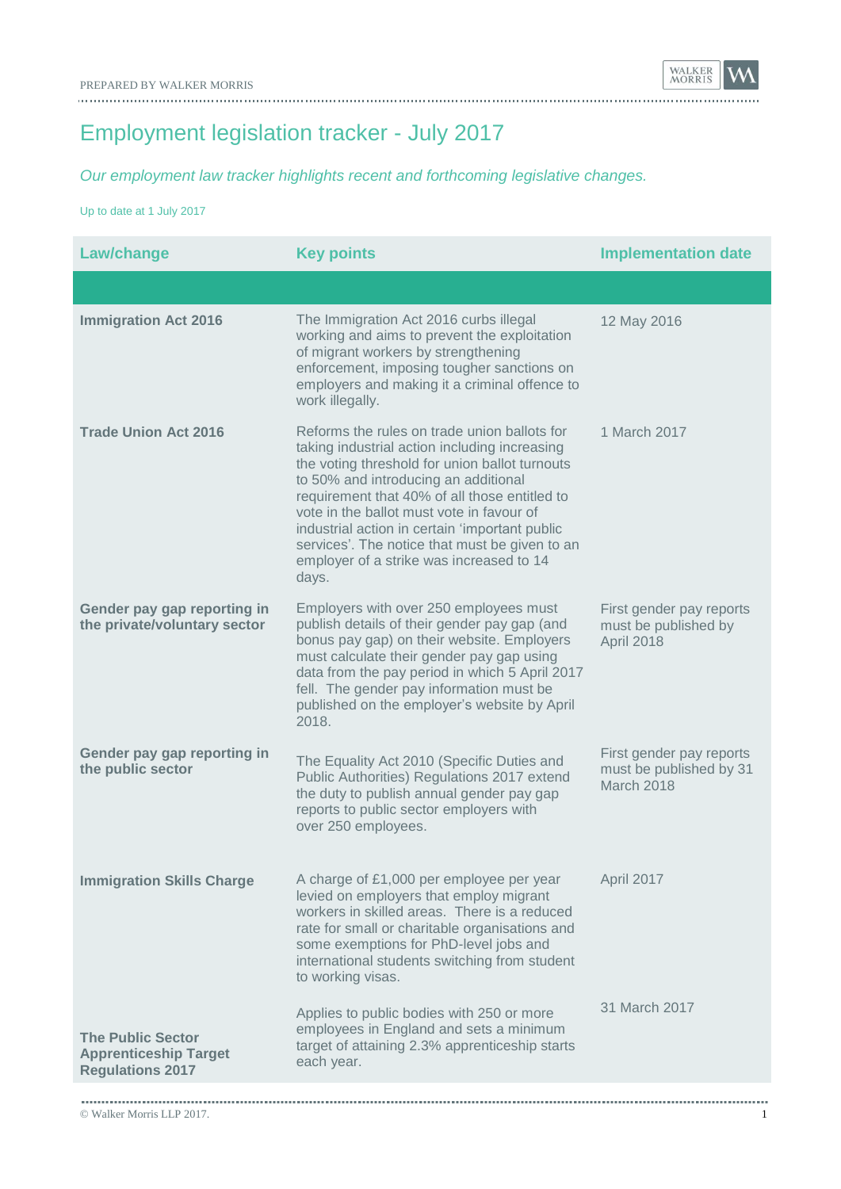# Employment legislation tracker - July 2017

*Our employment law tracker highlights recent and forthcoming legislative changes.*

Up to date at 1 July 2017

| Law/change | Key points | Implementation date |
|---|---|---|
| | | |
| **Immigration Act 2016** | The Immigration Act 2016 curbs illegal working and aims to prevent the exploitation of migrant workers by strengthening enforcement, imposing tougher sanctions on employers and making it a criminal offence to work illegally. | 12 May 2016 |
| **Trade Union Act 2016** | Reforms the rules on trade union ballots for taking industrial action including increasing the voting threshold for union ballot turnouts to 50% and introducing an additional requirement that 40% of all those entitled to vote in the ballot must vote in favour of industrial action in certain 'important public services'. The notice that must be given to an employer of a strike was increased to 14 days. | 1 March 2017 |
| **Gender pay gap reporting in the private/voluntary sector** | Employers with over 250 employees must publish details of their gender pay gap (and bonus pay gap) on their website. Employers must calculate their gender pay gap using data from the pay period in which 5 April 2017 fell. The gender pay information must be published on the employer's website by April 2018. | First gender pay reports must be published by April 2018 |
| **Gender pay gap reporting in the public sector** | The Equality Act 2010 (Specific Duties and Public Authorities) Regulations 2017 extend the duty to publish annual gender pay gap reports to public sector employers with over 250 employees. | First gender pay reports must be published by 31 March 2018 |
| **Immigration Skills Charge** | A charge of £1,000 per employee per year levied on employers that employ migrant workers in skilled areas. There is a reduced rate for small or charitable organisations and some exemptions for PhD-level jobs and international students switching from student to working visas. | April 2017 |
| **The Public Sector Apprenticeship Target Regulations 2017** | Applies to public bodies with 250 or more employees in England and sets a minimum target of attaining 2.3% apprenticeship starts each year. | 31 March 2017 |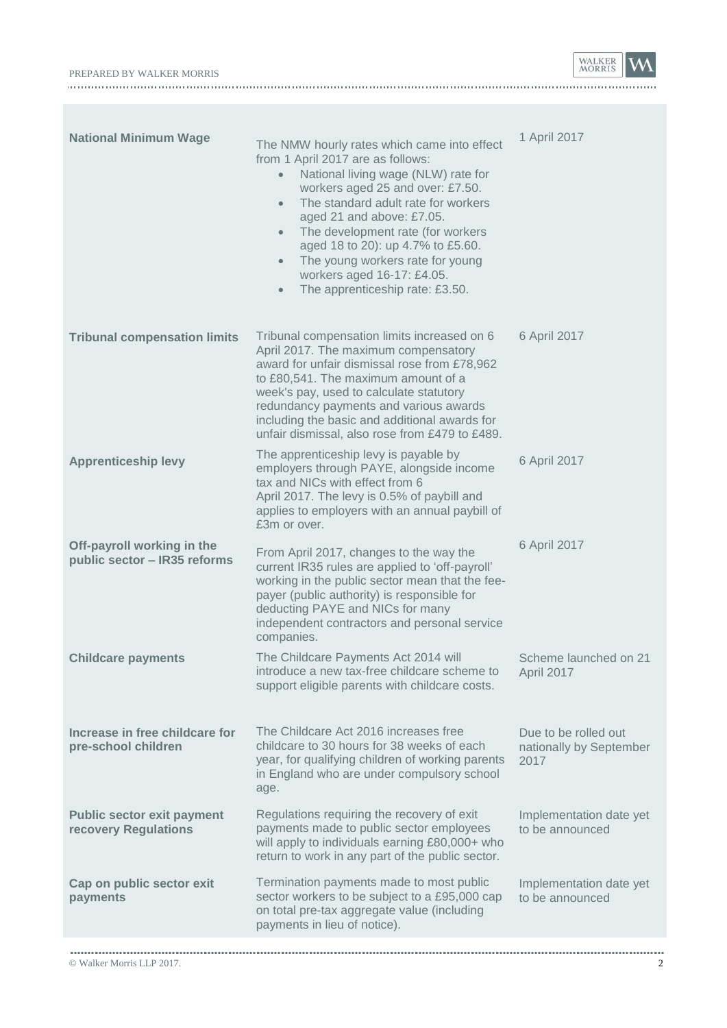| | | |
|---|---|---|
| **National Minimum Wage** | The NMW hourly rates which came into effect from 1 April 2017 are as follows:<br>• National living wage (NLW) rate for workers aged 25 and over: £7.50.<br>• The standard adult rate for workers aged 21 and above: £7.05.<br>• The development rate (for workers aged 18 to 20): up 4.7% to £5.60.<br>• The young workers rate for young workers aged 16-17: £4.05.<br>• The apprenticeship rate: £3.50. | 1 April 2017 |
| **Tribunal compensation limits** | Tribunal compensation limits increased on 6 April 2017. The maximum compensatory award for unfair dismissal rose from £78,962 to £80,541. The maximum amount of a week's pay, used to calculate statutory redundancy payments and various awards including the basic and additional awards for unfair dismissal, also rose from £479 to £489. | 6 April 2017 |
| **Apprenticeship levy** | The apprenticeship levy is payable by employers through PAYE, alongside income tax and NICs with effect from 6 April 2017. The levy is 0.5% of paybill and applies to employers with an annual paybill of £3m or over. | 6 April 2017 |
| **Off-payroll working in the public sector – IR35 reforms** | From April 2017, changes to the way the current IR35 rules are applied to 'off-payroll' working in the public sector mean that the fee-payer (public authority) is responsible for deducting PAYE and NICs for many independent contractors and personal service companies. | 6 April 2017 |
| **Childcare payments** | The Childcare Payments Act 2014 will introduce a new tax-free childcare scheme to support eligible parents with childcare costs. | Scheme launched on 21 April 2017 |
| **Increase in free childcare for pre-school children** | The Childcare Act 2016 increases free childcare to 30 hours for 38 weeks of each year, for qualifying children of working parents in England who are under compulsory school age. | Due to be rolled out nationally by September 2017 |
| **Public sector exit payment recovery Regulations** | Regulations requiring the recovery of exit payments made to public sector employees will apply to individuals earning £80,000+ who return to work in any part of the public sector. | Implementation date yet to be announced |
| **Cap on public sector exit payments** | Termination payments made to most public sector workers to be subject to a £95,000 cap on total pre-tax aggregate value (including payments in lieu of notice). | Implementation date yet to be announced |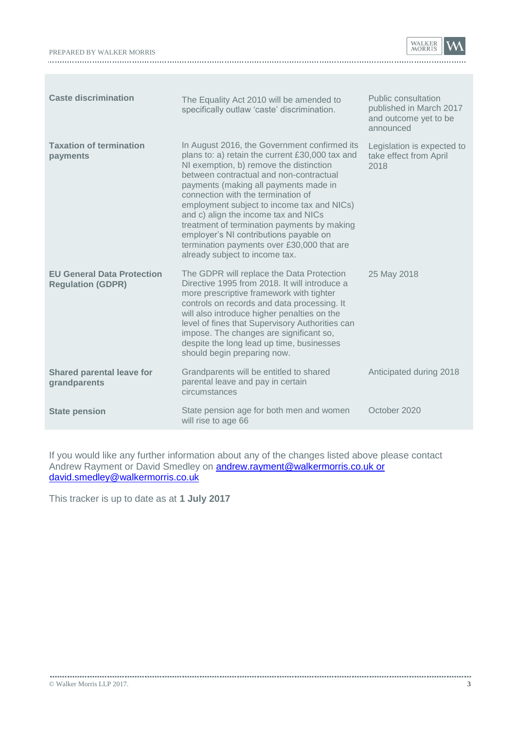| | | |
|---|---|---|
| **Caste discrimination** | The Equality Act 2010 will be amended to specifically outlaw 'caste' discrimination. | Public consultation published in March 2017 and outcome yet to be announced |
| **Taxation of termination payments** | In August 2016, the Government confirmed its plans to: a) retain the current £30,000 tax and NI exemption, b) remove the distinction between contractual and non-contractual payments (making all payments made in connection with the termination of employment subject to income tax and NICs) and c) align the income tax and NICs treatment of termination payments by making employer's NI contributions payable on termination payments over £30,000 that are already subject to income tax. | Legislation is expected to take effect from April 2018 |
| **EU General Data Protection Regulation (GDPR)** | The GDPR will replace the Data Protection Directive 1995 from 2018. It will introduce a more prescriptive framework with tighter controls on records and data processing. It will also introduce higher penalties on the level of fines that Supervisory Authorities can impose. The changes are significant so, despite the long lead up time, businesses should begin preparing now. | 25 May 2018 |
| **Shared parental leave for grandparents** | Grandparents will be entitled to shared parental leave and pay in certain circumstances | Anticipated during 2018 |
| **State pension** | State pension age for both men and women will rise to age 66 | October 2020 |

If you would like any further information about any of the changes listed above please contact Andrew Rayment or David Smedley on andrew.rayment@walkermorris.co.uk or david.smedley@walkermorris.co.uk

This tracker is up to date as at **1 July 2017**

© Walker Morris LLP 2017.